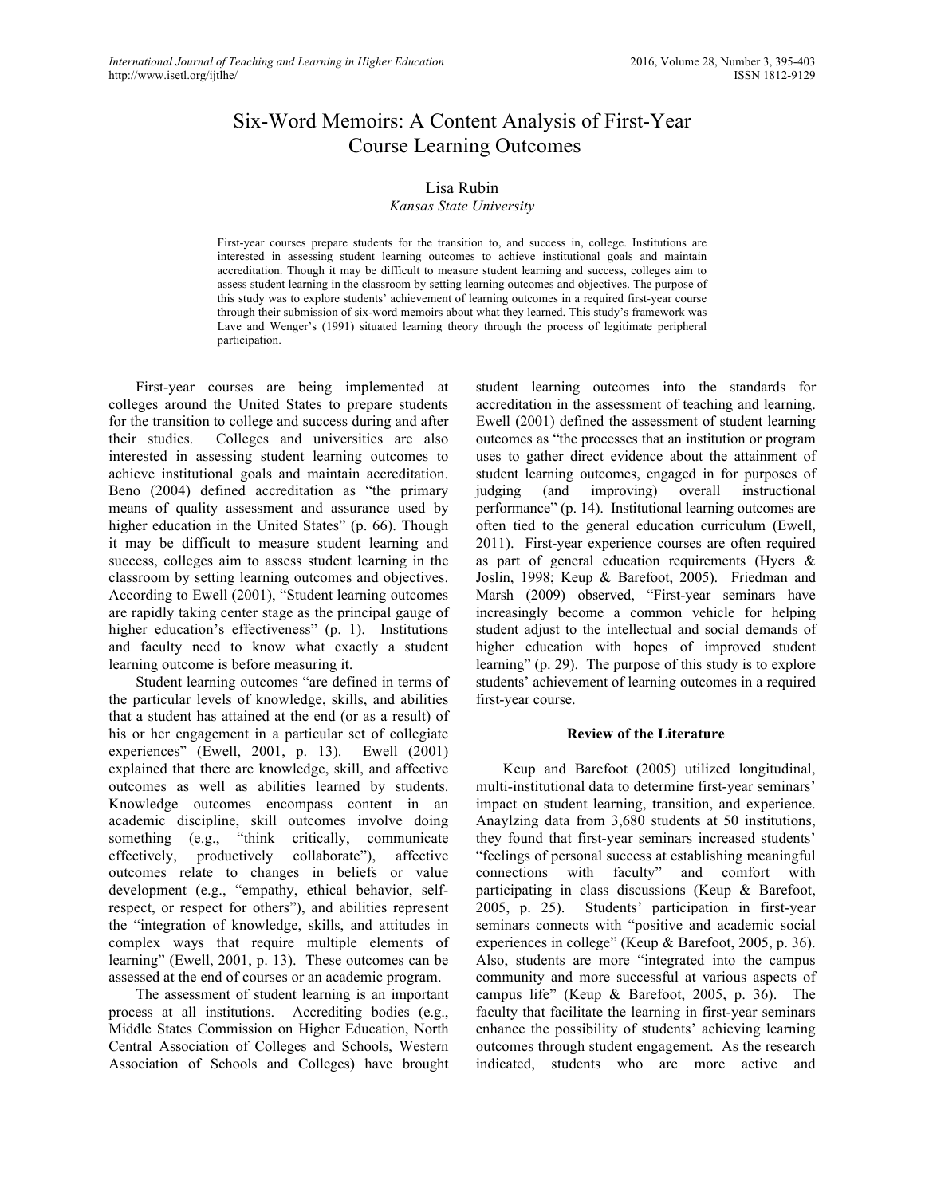# Six-Word Memoirs: A Content Analysis of First-Year Course Learning Outcomes

Lisa Rubin
*Kansas State University*

First-year courses prepare students for the transition to, and success in, college. Institutions are interested in assessing student learning outcomes to achieve institutional goals and maintain accreditation. Though it may be difficult to measure student learning and success, colleges aim to assess student learning in the classroom by setting learning outcomes and objectives. The purpose of this study was to explore students' achievement of learning outcomes in a required first-year course through their submission of six-word memoirs about what they learned. This study's framework was Lave and Wenger's (1991) situated learning theory through the process of legitimate peripheral participation.

First-year courses are being implemented at colleges around the United States to prepare students for the transition to college and success during and after their studies. Colleges and universities are also interested in assessing student learning outcomes to achieve institutional goals and maintain accreditation. Beno (2004) defined accreditation as "the primary means of quality assessment and assurance used by higher education in the United States" (p. 66). Though it may be difficult to measure student learning and success, colleges aim to assess student learning in the classroom by setting learning outcomes and objectives. According to Ewell (2001), "Student learning outcomes are rapidly taking center stage as the principal gauge of higher education's effectiveness" (p. 1). Institutions and faculty need to know what exactly a student learning outcome is before measuring it.

Student learning outcomes "are defined in terms of the particular levels of knowledge, skills, and abilities that a student has attained at the end (or as a result) of his or her engagement in a particular set of collegiate experiences" (Ewell, 2001, p. 13). Ewell (2001) explained that there are knowledge, skill, and affective outcomes as well as abilities learned by students. Knowledge outcomes encompass content in an academic discipline, skill outcomes involve doing something (e.g., "think critically, communicate effectively, productively collaborate"), affective outcomes relate to changes in beliefs or value development (e.g., "empathy, ethical behavior, self-respect, or respect for others"), and abilities represent the "integration of knowledge, skills, and attitudes in complex ways that require multiple elements of learning" (Ewell, 2001, p. 13). These outcomes can be assessed at the end of courses or an academic program.

The assessment of student learning is an important process at all institutions. Accrediting bodies (e.g., Middle States Commission on Higher Education, North Central Association of Colleges and Schools, Western Association of Schools and Colleges) have brought student learning outcomes into the standards for accreditation in the assessment of teaching and learning. Ewell (2001) defined the assessment of student learning outcomes as "the processes that an institution or program uses to gather direct evidence about the attainment of student learning outcomes, engaged in for purposes of judging (and improving) overall instructional performance" (p. 14). Institutional learning outcomes are often tied to the general education curriculum (Ewell, 2011). First-year experience courses are often required as part of general education requirements (Hyers & Joslin, 1998; Keup & Barefoot, 2005). Friedman and Marsh (2009) observed, "First-year seminars have increasingly become a common vehicle for helping student adjust to the intellectual and social demands of higher education with hopes of improved student learning" (p. 29). The purpose of this study is to explore students' achievement of learning outcomes in a required first-year course.

## Review of the Literature

Keup and Barefoot (2005) utilized longitudinal, multi-institutional data to determine first-year seminars' impact on student learning, transition, and experience. Anaylzing data from 3,680 students at 50 institutions, they found that first-year seminars increased students' "feelings of personal success at establishing meaningful connections with faculty" and comfort with participating in class discussions (Keup & Barefoot, 2005, p. 25). Students' participation in first-year seminars connects with "positive and academic social experiences in college" (Keup & Barefoot, 2005, p. 36). Also, students are more "integrated into the campus community and more successful at various aspects of campus life" (Keup & Barefoot, 2005, p. 36). The faculty that facilitate the learning in first-year seminars enhance the possibility of students' achieving learning outcomes through student engagement. As the research indicated, students who are more active and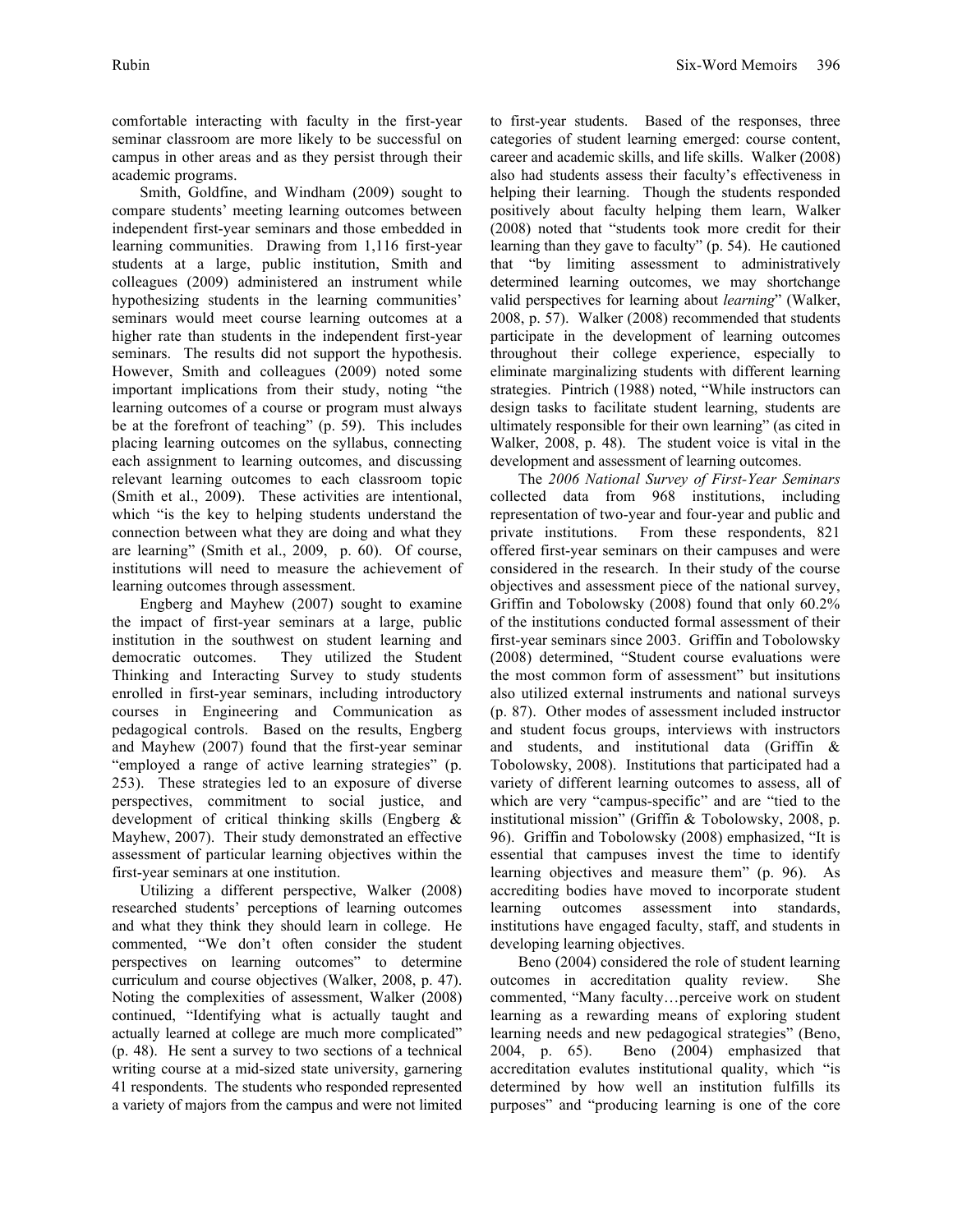comfortable interacting with faculty in the first-year seminar classroom are more likely to be successful on campus in other areas and as they persist through their academic programs.

Smith, Goldfine, and Windham (2009) sought to compare students' meeting learning outcomes between independent first-year seminars and those embedded in learning communities. Drawing from 1,116 first-year students at a large, public institution, Smith and colleagues (2009) administered an instrument while hypothesizing students in the learning communities' seminars would meet course learning outcomes at a higher rate than students in the independent first-year seminars. The results did not support the hypothesis. However, Smith and colleagues (2009) noted some important implications from their study, noting "the learning outcomes of a course or program must always be at the forefront of teaching" (p. 59). This includes placing learning outcomes on the syllabus, connecting each assignment to learning outcomes, and discussing relevant learning outcomes to each classroom topic (Smith et al., 2009). These activities are intentional, which "is the key to helping students understand the connection between what they are doing and what they are learning" (Smith et al., 2009, p. 60). Of course, institutions will need to measure the achievement of learning outcomes through assessment.

Engberg and Mayhew (2007) sought to examine the impact of first-year seminars at a large, public institution in the southwest on student learning and democratic outcomes. They utilized the Student Thinking and Interacting Survey to study students enrolled in first-year seminars, including introductory courses in Engineering and Communication as pedagogical controls. Based on the results, Engberg and Mayhew (2007) found that the first-year seminar "employed a range of active learning strategies" (p. 253). These strategies led to an exposure of diverse perspectives, commitment to social justice, and development of critical thinking skills (Engberg & Mayhew, 2007). Their study demonstrated an effective assessment of particular learning objectives within the first-year seminars at one institution.

Utilizing a different perspective, Walker (2008) researched students' perceptions of learning outcomes and what they think they should learn in college. He commented, "We don't often consider the student perspectives on learning outcomes" to determine curriculum and course objectives (Walker, 2008, p. 47). Noting the complexities of assessment, Walker (2008) continued, "Identifying what is actually taught and actually learned at college are much more complicated" (p. 48). He sent a survey to two sections of a technical writing course at a mid-sized state university, garnering 41 respondents. The students who responded represented a variety of majors from the campus and were not limited to first-year students. Based of the responses, three categories of student learning emerged: course content, career and academic skills, and life skills. Walker (2008) also had students assess their faculty's effectiveness in helping their learning. Though the students responded positively about faculty helping them learn, Walker (2008) noted that "students took more credit for their learning than they gave to faculty" (p. 54). He cautioned that "by limiting assessment to administratively determined learning outcomes, we may shortchange valid perspectives for learning about *learning*" (Walker, 2008, p. 57). Walker (2008) recommended that students participate in the development of learning outcomes throughout their college experience, especially to eliminate marginalizing students with different learning strategies. Pintrich (1988) noted, "While instructors can design tasks to facilitate student learning, students are ultimately responsible for their own learning" (as cited in Walker, 2008, p. 48). The student voice is vital in the development and assessment of learning outcomes.

The *2006 National Survey of First-Year Seminars* collected data from 968 institutions, including representation of two-year and four-year and public and private institutions. From these respondents, 821 offered first-year seminars on their campuses and were considered in the research. In their study of the course objectives and assessment piece of the national survey, Griffin and Tobolowsky (2008) found that only 60.2% of the institutions conducted formal assessment of their first-year seminars since 2003. Griffin and Tobolowsky (2008) determined, "Student course evaluations were the most common form of assessment" but insitutions also utilized external instruments and national surveys (p. 87). Other modes of assessment included instructor and student focus groups, interviews with instructors and students, and institutional data (Griffin & Tobolowsky, 2008). Institutions that participated had a variety of different learning outcomes to assess, all of which are very "campus-specific" and are "tied to the institutional mission" (Griffin & Tobolowsky, 2008, p. 96). Griffin and Tobolowsky (2008) emphasized, "It is essential that campuses invest the time to identify learning objectives and measure them" (p. 96). As accrediting bodies have moved to incorporate student learning outcomes assessment into standards, institutions have engaged faculty, staff, and students in developing learning objectives.

Beno (2004) considered the role of student learning outcomes in accreditation quality review. She commented, "Many faculty…perceive work on student learning as a rewarding means of exploring student learning needs and new pedagogical strategies" (Beno, 2004, p. 65). Beno (2004) emphasized that accreditation evalutes institutional quality, which "is determined by how well an institution fulfills its purposes" and "producing learning is one of the core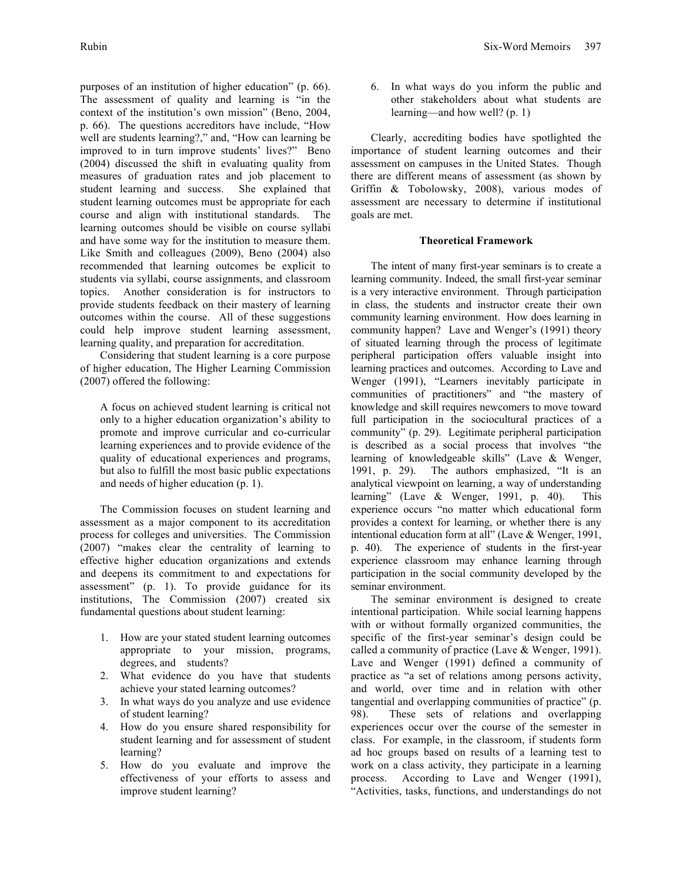purposes of an institution of higher education" (p. 66). The assessment of quality and learning is "in the context of the institution's own mission" (Beno, 2004, p. 66). The questions accreditors have include, "How well are students learning?," and, "How can learning be improved to in turn improve students' lives?" Beno (2004) discussed the shift in evaluating quality from measures of graduation rates and job placement to student learning and success. She explained that student learning outcomes must be appropriate for each course and align with institutional standards. The learning outcomes should be visible on course syllabi and have some way for the institution to measure them. Like Smith and colleagues (2009), Beno (2004) also recommended that learning outcomes be explicit to students via syllabi, course assignments, and classroom topics. Another consideration is for instructors to provide students feedback on their mastery of learning outcomes within the course. All of these suggestions could help improve student learning assessment, learning quality, and preparation for accreditation.

Considering that student learning is a core purpose of higher education, The Higher Learning Commission (2007) offered the following:

> A focus on achieved student learning is critical not only to a higher education organization's ability to promote and improve curricular and co-curricular learning experiences and to provide evidence of the quality of educational experiences and programs, but also to fulfill the most basic public expectations and needs of higher education (p. 1).

The Commission focuses on student learning and assessment as a major component to its accreditation process for colleges and universities. The Commission (2007) "makes clear the centrality of learning to effective higher education organizations and extends and deepens its commitment to and expectations for assessment" (p. 1). To provide guidance for its institutions, The Commission (2007) created six fundamental questions about student learning:

1. How are your stated student learning outcomes appropriate to your mission, programs, degrees, and students?
2. What evidence do you have that students achieve your stated learning outcomes?
3. In what ways do you analyze and use evidence of student learning?
4. How do you ensure shared responsibility for student learning and for assessment of student learning?
5. How do you evaluate and improve the effectiveness of your efforts to assess and improve student learning?
6. In what ways do you inform the public and other stakeholders about what students are learning—and how well? (p. 1)

Clearly, accrediting bodies have spotlighted the importance of student learning outcomes and their assessment on campuses in the United States. Though there are different means of assessment (as shown by Griffin & Tobolowsky, 2008), various modes of assessment are necessary to determine if institutional goals are met.

## Theoretical Framework

The intent of many first-year seminars is to create a learning community. Indeed, the small first-year seminar is a very interactive environment. Through participation in class, the students and instructor create their own community learning environment. How does learning in community happen? Lave and Wenger's (1991) theory of situated learning through the process of legitimate peripheral participation offers valuable insight into learning practices and outcomes. According to Lave and Wenger (1991), "Learners inevitably participate in communities of practitioners" and "the mastery of knowledge and skill requires newcomers to move toward full participation in the sociocultural practices of a community" (p. 29). Legitimate peripheral participation is described as a social process that involves "the learning of knowledgeable skills" (Lave & Wenger, 1991, p. 29). The authors emphasized, "It is an analytical viewpoint on learning, a way of understanding learning" (Lave & Wenger, 1991, p. 40). This experience occurs "no matter which educational form provides a context for learning, or whether there is any intentional education form at all" (Lave & Wenger, 1991, p. 40). The experience of students in the first-year experience classroom may enhance learning through participation in the social community developed by the seminar environment.

The seminar environment is designed to create intentional participation. While social learning happens with or without formally organized communities, the specific of the first-year seminar's design could be called a community of practice (Lave & Wenger, 1991). Lave and Wenger (1991) defined a community of practice as "a set of relations among persons activity, and world, over time and in relation with other tangential and overlapping communities of practice" (p. 98). These sets of relations and overlapping experiences occur over the course of the semester in class. For example, in the classroom, if students form ad hoc groups based on results of a learning test to work on a class activity, they participate in a learning process. According to Lave and Wenger (1991), "Activities, tasks, functions, and understandings do not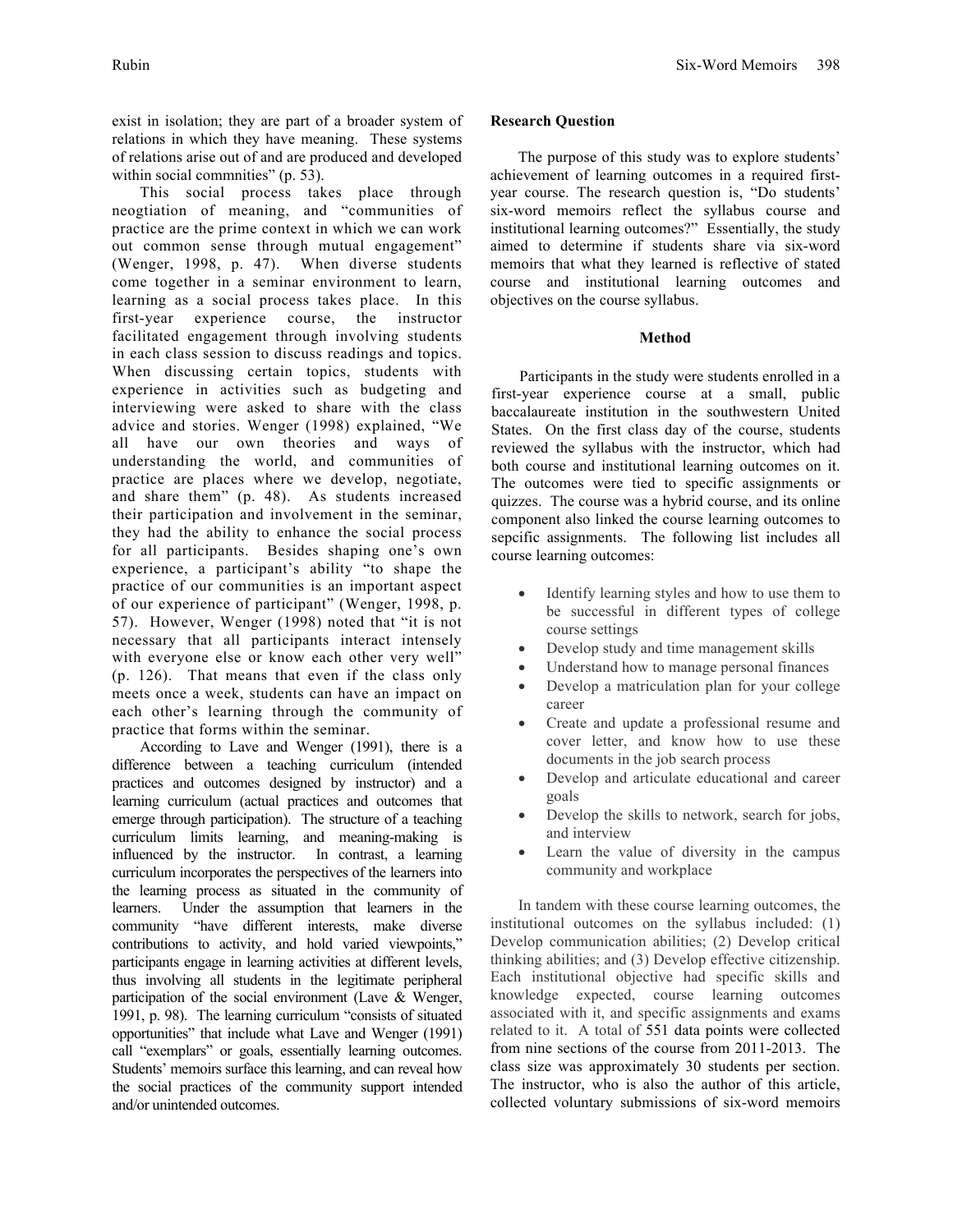exist in isolation; they are part of a broader system of relations in which they have meaning. These systems of relations arise out of and are produced and developed within social commnities" (p. 53).

This social process takes place through neogtiation of meaning, and "communities of practice are the prime context in which we can work out common sense through mutual engagement" (Wenger, 1998, p. 47). When diverse students come together in a seminar environment to learn, learning as a social process takes place. In this first-year experience course, the instructor facilitated engagement through involving students in each class session to discuss readings and topics. When discussing certain topics, students with experience in activities such as budgeting and interviewing were asked to share with the class advice and stories. Wenger (1998) explained, "We all have our own theories and ways of understanding the world, and communities of practice are places where we develop, negotiate, and share them" (p. 48). As students increased their participation and involvement in the seminar, they had the ability to enhance the social process for all participants. Besides shaping one's own experience, a participant's ability "to shape the practice of our communities is an important aspect of our experience of participant" (Wenger, 1998, p. 57). However, Wenger (1998) noted that "it is not necessary that all participants interact intensely with everyone else or know each other very well" (p. 126). That means that even if the class only meets once a week, students can have an impact on each other's learning through the community of practice that forms within the seminar.

According to Lave and Wenger (1991), there is a difference between a teaching curriculum (intended practices and outcomes designed by instructor) and a learning curriculum (actual practices and outcomes that emerge through participation). The structure of a teaching curriculum limits learning, and meaning-making is influenced by the instructor. In contrast, a learning curriculum incorporates the perspectives of the learners into the learning process as situated in the community of learners. Under the assumption that learners in the community "have different interests, make diverse contributions to activity, and hold varied viewpoints," participants engage in learning activities at different levels, thus involving all students in the legitimate peripheral participation of the social environment (Lave & Wenger, 1991, p. 98). The learning curriculum "consists of situated opportunities" that include what Lave and Wenger (1991) call "exemplars" or goals, essentially learning outcomes. Students' memoirs surface this learning, and can reveal how the social practices of the community support intended and/or unintended outcomes.

## Research Question

The purpose of this study was to explore students' achievement of learning outcomes in a required first-year course. The research question is, "Do students' six-word memoirs reflect the syllabus course and institutional learning outcomes?" Essentially, the study aimed to determine if students share via six-word memoirs that what they learned is reflective of stated course and institutional learning outcomes and objectives on the course syllabus.

## Method

Participants in the study were students enrolled in a first-year experience course at a small, public baccalaureate institution in the southwestern United States. On the first class day of the course, students reviewed the syllabus with the instructor, which had both course and institutional learning outcomes on it. The outcomes were tied to specific assignments or quizzes. The course was a hybrid course, and its online component also linked the course learning outcomes to sepcific assignments. The following list includes all course learning outcomes:

- Identify learning styles and how to use them to be successful in different types of college course settings
- Develop study and time management skills
- Understand how to manage personal finances
- Develop a matriculation plan for your college career
- Create and update a professional resume and cover letter, and know how to use these documents in the job search process
- Develop and articulate educational and career goals
- Develop the skills to network, search for jobs, and interview
- Learn the value of diversity in the campus community and workplace

In tandem with these course learning outcomes, the institutional outcomes on the syllabus included: (1) Develop communication abilities; (2) Develop critical thinking abilities; and (3) Develop effective citizenship. Each institutional objective had specific skills and knowledge expected, course learning outcomes associated with it, and specific assignments and exams related to it. A total of 551 data points were collected from nine sections of the course from 2011-2013. The class size was approximately 30 students per section. The instructor, who is also the author of this article, collected voluntary submissions of six-word memoirs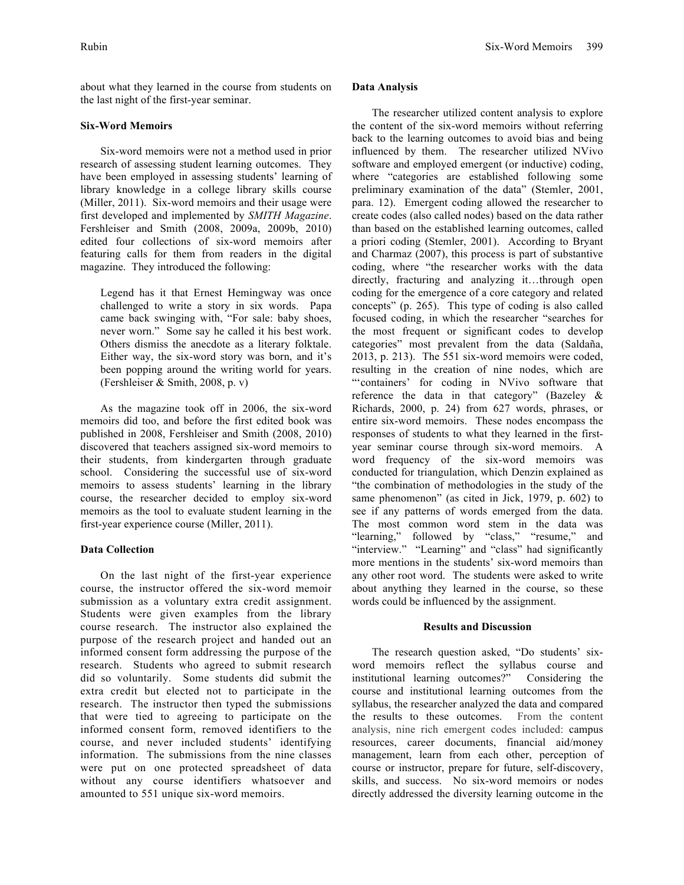about what they learned in the course from students on the last night of the first-year seminar.

### Six-Word Memoirs

Six-word memoirs were not a method used in prior research of assessing student learning outcomes. They have been employed in assessing students' learning of library knowledge in a college library skills course (Miller, 2011). Six-word memoirs and their usage were first developed and implemented by *SMITH Magazine*. Fershleiser and Smith (2008, 2009a, 2009b, 2010) edited four collections of six-word memoirs after featuring calls for them from readers in the digital magazine. They introduced the following:

> Legend has it that Ernest Hemingway was once challenged to write a story in six words. Papa came back swinging with, "For sale: baby shoes, never worn." Some say he called it his best work. Others dismiss the anecdote as a literary folktale. Either way, the six-word story was born, and it's been popping around the writing world for years. (Fershleiser & Smith, 2008, p. v)

As the magazine took off in 2006, the six-word memoirs did too, and before the first edited book was published in 2008, Fershleiser and Smith (2008, 2010) discovered that teachers assigned six-word memoirs to their students, from kindergarten through graduate school. Considering the successful use of six-word memoirs to assess students' learning in the library course, the researcher decided to employ six-word memoirs as the tool to evaluate student learning in the first-year experience course (Miller, 2011).

### Data Collection

On the last night of the first-year experience course, the instructor offered the six-word memoir submission as a voluntary extra credit assignment. Students were given examples from the library course research. The instructor also explained the purpose of the research project and handed out an informed consent form addressing the purpose of the research. Students who agreed to submit research did so voluntarily. Some students did submit the extra credit but elected not to participate in the research. The instructor then typed the submissions that were tied to agreeing to participate on the informed consent form, removed identifiers to the course, and never included students' identifying information. The submissions from the nine classes were put on one protected spreadsheet of data without any course identifiers whatsoever and amounted to 551 unique six-word memoirs.

### Data Analysis

The researcher utilized content analysis to explore the content of the six-word memoirs without referring back to the learning outcomes to avoid bias and being influenced by them. The researcher utilized NVivo software and employed emergent (or inductive) coding, where "categories are established following some preliminary examination of the data" (Stemler, 2001, para. 12). Emergent coding allowed the researcher to create codes (also called nodes) based on the data rather than based on the established learning outcomes, called a priori coding (Stemler, 2001). According to Bryant and Charmaz (2007), this process is part of substantive coding, where "the researcher works with the data directly, fracturing and analyzing it…through open coding for the emergence of a core category and related concepts" (p. 265). This type of coding is also called focused coding, in which the researcher "searches for the most frequent or significant codes to develop categories" most prevalent from the data (Saldaña, 2013, p. 213). The 551 six-word memoirs were coded, resulting in the creation of nine nodes, which are "'containers' for coding in NVivo software that reference the data in that category" (Bazeley & Richards, 2000, p. 24) from 627 words, phrases, or entire six-word memoirs. These nodes encompass the responses of students to what they learned in the first-year seminar course through six-word memoirs. A word frequency of the six-word memoirs was conducted for triangulation, which Denzin explained as "the combination of methodologies in the study of the same phenomenon" (as cited in Jick, 1979, p. 602) to see if any patterns of words emerged from the data. The most common word stem in the data was "learning," followed by "class," "resume," and "interview." "Learning" and "class" had significantly more mentions in the students' six-word memoirs than any other root word. The students were asked to write about anything they learned in the course, so these words could be influenced by the assignment.

## Results and Discussion

The research question asked, "Do students' six-word memoirs reflect the syllabus course and institutional learning outcomes?" Considering the course and institutional learning outcomes from the syllabus, the researcher analyzed the data and compared the results to these outcomes. From the content analysis, nine rich emergent codes included: campus resources, career documents, financial aid/money management, learn from each other, perception of course or instructor, prepare for future, self-discovery, skills, and success. No six-word memoirs or nodes directly addressed the diversity learning outcome in the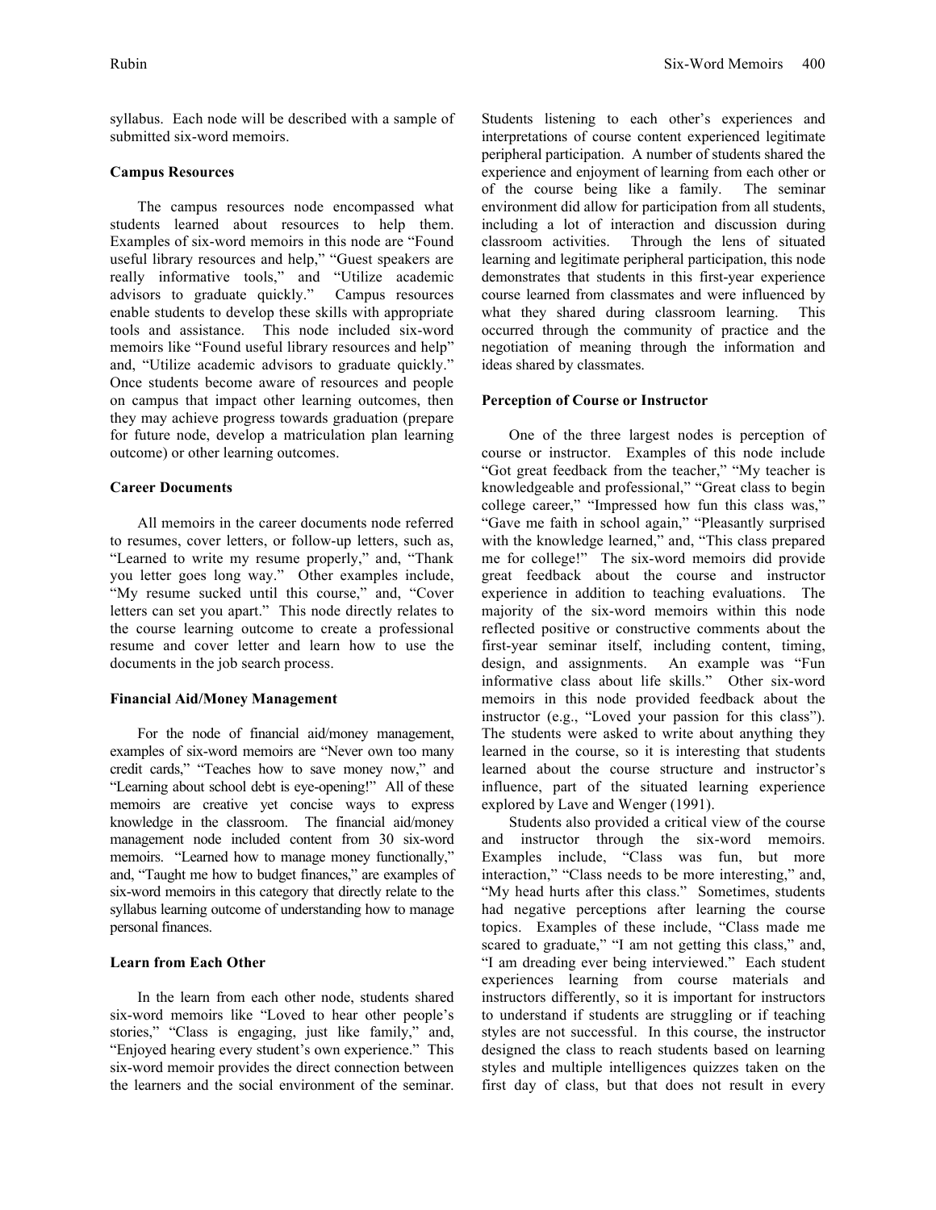syllabus. Each node will be described with a sample of submitted six-word memoirs.

### Campus Resources

The campus resources node encompassed what students learned about resources to help them. Examples of six-word memoirs in this node are "Found useful library resources and help," "Guest speakers are really informative tools," and "Utilize academic advisors to graduate quickly." Campus resources enable students to develop these skills with appropriate tools and assistance. This node included six-word memoirs like "Found useful library resources and help" and, "Utilize academic advisors to graduate quickly." Once students become aware of resources and people on campus that impact other learning outcomes, then they may achieve progress towards graduation (prepare for future node, develop a matriculation plan learning outcome) or other learning outcomes.

### Career Documents

All memoirs in the career documents node referred to resumes, cover letters, or follow-up letters, such as, "Learned to write my resume properly," and, "Thank you letter goes long way." Other examples include, "My resume sucked until this course," and, "Cover letters can set you apart." This node directly relates to the course learning outcome to create a professional resume and cover letter and learn how to use the documents in the job search process.

### Financial Aid/Money Management

For the node of financial aid/money management, examples of six-word memoirs are "Never own too many credit cards," "Teaches how to save money now," and "Learning about school debt is eye-opening!" All of these memoirs are creative yet concise ways to express knowledge in the classroom. The financial aid/money management node included content from 30 six-word memoirs. "Learned how to manage money functionally," and, "Taught me how to budget finances," are examples of six-word memoirs in this category that directly relate to the syllabus learning outcome of understanding how to manage personal finances.

### Learn from Each Other

In the learn from each other node, students shared six-word memoirs like "Loved to hear other people's stories," "Class is engaging, just like family," and, "Enjoyed hearing every student's own experience." This six-word memoir provides the direct connection between the learners and the social environment of the seminar. Students listening to each other's experiences and interpretations of course content experienced legitimate peripheral participation. A number of students shared the experience and enjoyment of learning from each other or of the course being like a family. The seminar environment did allow for participation from all students, including a lot of interaction and discussion during classroom activities. Through the lens of situated learning and legitimate peripheral participation, this node demonstrates that students in this first-year experience course learned from classmates and were influenced by what they shared during classroom learning. This occurred through the community of practice and the negotiation of meaning through the information and ideas shared by classmates.

### Perception of Course or Instructor

One of the three largest nodes is perception of course or instructor. Examples of this node include "Got great feedback from the teacher," "My teacher is knowledgeable and professional," "Great class to begin college career," "Impressed how fun this class was," "Gave me faith in school again," "Pleasantly surprised with the knowledge learned," and, "This class prepared me for college!" The six-word memoirs did provide great feedback about the course and instructor experience in addition to teaching evaluations. The majority of the six-word memoirs within this node reflected positive or constructive comments about the first-year seminar itself, including content, timing, design, and assignments. An example was "Fun informative class about life skills." Other six-word memoirs in this node provided feedback about the instructor (e.g., "Loved your passion for this class"). The students were asked to write about anything they learned in the course, so it is interesting that students learned about the course structure and instructor's influence, part of the situated learning experience explored by Lave and Wenger (1991).

Students also provided a critical view of the course and instructor through the six-word memoirs. Examples include, "Class was fun, but more interaction," "Class needs to be more interesting," and, "My head hurts after this class." Sometimes, students had negative perceptions after learning the course topics. Examples of these include, "Class made me scared to graduate," "I am not getting this class," and, "I am dreading ever being interviewed." Each student experiences learning from course materials and instructors differently, so it is important for instructors to understand if students are struggling or if teaching styles are not successful. In this course, the instructor designed the class to reach students based on learning styles and multiple intelligences quizzes taken on the first day of class, but that does not result in every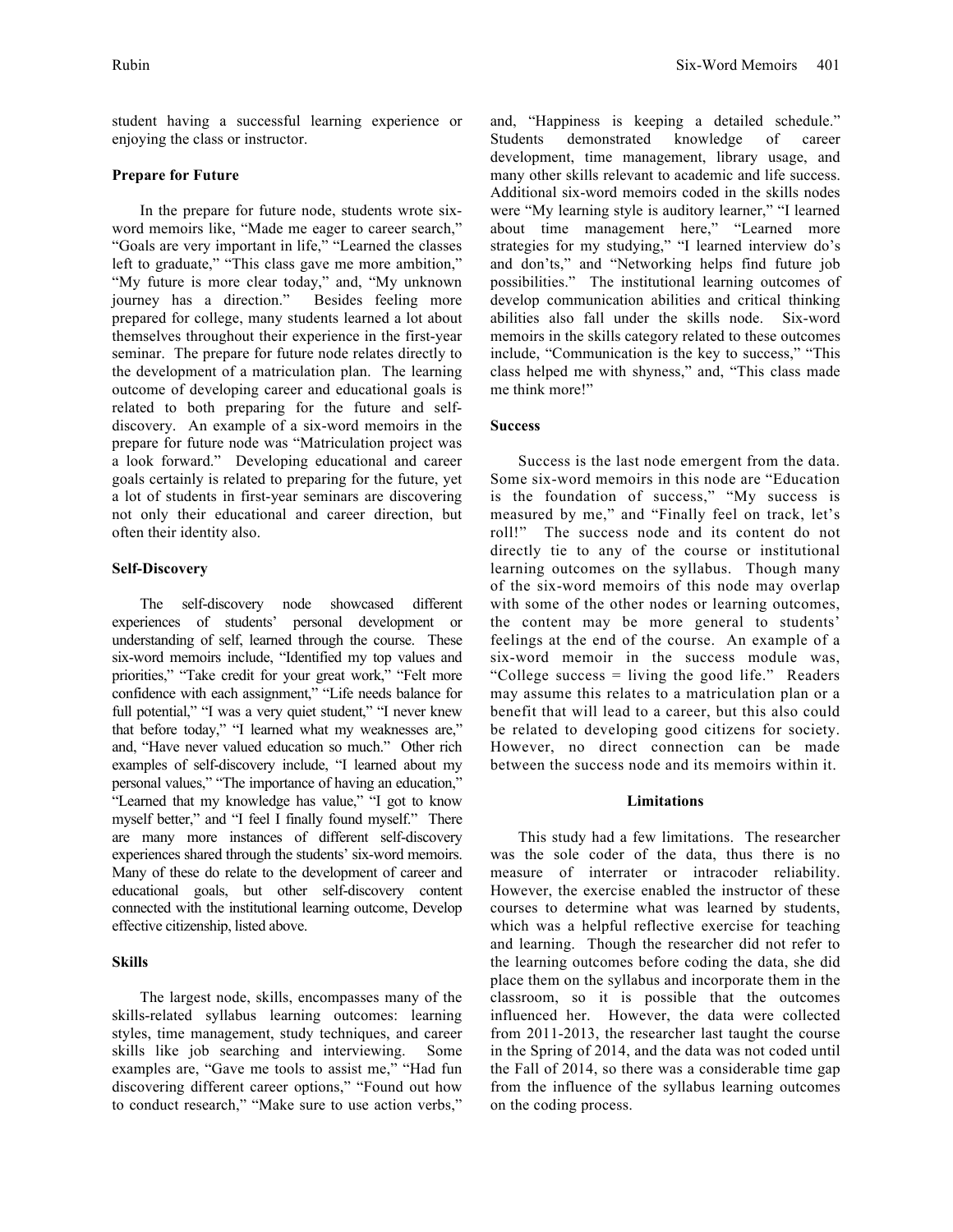student having a successful learning experience or enjoying the class or instructor.

### Prepare for Future

In the prepare for future node, students wrote six-word memoirs like, "Made me eager to career search," "Goals are very important in life," "Learned the classes left to graduate," "This class gave me more ambition," "My future is more clear today," and, "My unknown journey has a direction." Besides feeling more prepared for college, many students learned a lot about themselves throughout their experience in the first-year seminar. The prepare for future node relates directly to the development of a matriculation plan. The learning outcome of developing career and educational goals is related to both preparing for the future and self-discovery. An example of a six-word memoirs in the prepare for future node was "Matriculation project was a look forward." Developing educational and career goals certainly is related to preparing for the future, yet a lot of students in first-year seminars are discovering not only their educational and career direction, but often their identity also.

### Self-Discovery

The self-discovery node showcased different experiences of students' personal development or understanding of self, learned through the course. These six-word memoirs include, "Identified my top values and priorities," "Take credit for your great work," "Felt more confidence with each assignment," "Life needs balance for full potential," "I was a very quiet student," "I never knew that before today," "I learned what my weaknesses are," and, "Have never valued education so much." Other rich examples of self-discovery include, "I learned about my personal values," "The importance of having an education," "Learned that my knowledge has value," "I got to know myself better," and "I feel I finally found myself." There are many more instances of different self-discovery experiences shared through the students' six-word memoirs. Many of these do relate to the development of career and educational goals, but other self-discovery content connected with the institutional learning outcome, Develop effective citizenship, listed above.

### Skills

The largest node, skills, encompasses many of the skills-related syllabus learning outcomes: learning styles, time management, study techniques, and career skills like job searching and interviewing. Some examples are, "Gave me tools to assist me," "Had fun discovering different career options," "Found out how to conduct research," "Make sure to use action verbs," and, "Happiness is keeping a detailed schedule." Students demonstrated knowledge of career development, time management, library usage, and many other skills relevant to academic and life success. Additional six-word memoirs coded in the skills nodes were "My learning style is auditory learner," "I learned about time management here," "Learned more strategies for my studying," "I learned interview do's and don'ts," and "Networking helps find future job possibilities." The institutional learning outcomes of develop communication abilities and critical thinking abilities also fall under the skills node. Six-word memoirs in the skills category related to these outcomes include, "Communication is the key to success," "This class helped me with shyness," and, "This class made me think more!"

### Success

Success is the last node emergent from the data. Some six-word memoirs in this node are "Education is the foundation of success," "My success is measured by me," and "Finally feel on track, let's roll!" The success node and its content do not directly tie to any of the course or institutional learning outcomes on the syllabus. Though many of the six-word memoirs of this node may overlap with some of the other nodes or learning outcomes, the content may be more general to students' feelings at the end of the course. An example of a six-word memoir in the success module was, "College success = living the good life." Readers may assume this relates to a matriculation plan or a benefit that will lead to a career, but this also could be related to developing good citizens for society. However, no direct connection can be made between the success node and its memoirs within it.

## Limitations

This study had a few limitations. The researcher was the sole coder of the data, thus there is no measure of interrater or intracoder reliability. However, the exercise enabled the instructor of these courses to determine what was learned by students, which was a helpful reflective exercise for teaching and learning. Though the researcher did not refer to the learning outcomes before coding the data, she did place them on the syllabus and incorporate them in the classroom, so it is possible that the outcomes influenced her. However, the data were collected from 2011-2013, the researcher last taught the course in the Spring of 2014, and the data was not coded until the Fall of 2014, so there was a considerable time gap from the influence of the syllabus learning outcomes on the coding process.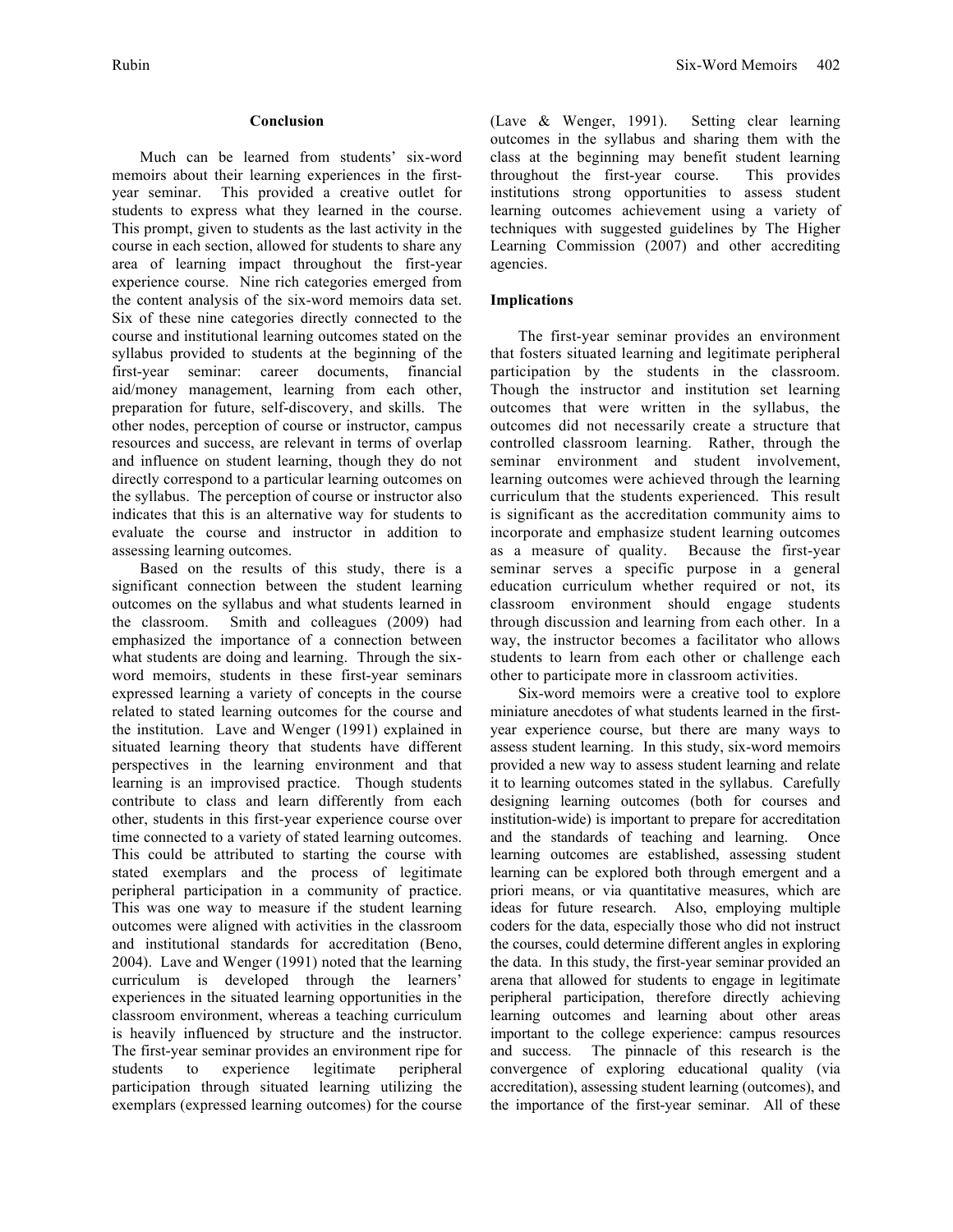## Conclusion

Much can be learned from students' six-word memoirs about their learning experiences in the first-year seminar. This provided a creative outlet for students to express what they learned in the course. This prompt, given to students as the last activity in the course in each section, allowed for students to share any area of learning impact throughout the first-year experience course. Nine rich categories emerged from the content analysis of the six-word memoirs data set. Six of these nine categories directly connected to the course and institutional learning outcomes stated on the syllabus provided to students at the beginning of the first-year seminar: career documents, financial aid/money management, learning from each other, preparation for future, self-discovery, and skills. The other nodes, perception of course or instructor, campus resources and success, are relevant in terms of overlap and influence on student learning, though they do not directly correspond to a particular learning outcomes on the syllabus. The perception of course or instructor also indicates that this is an alternative way for students to evaluate the course and instructor in addition to assessing learning outcomes.

Based on the results of this study, there is a significant connection between the student learning outcomes on the syllabus and what students learned in the classroom. Smith and colleagues (2009) had emphasized the importance of a connection between what students are doing and learning. Through the six-word memoirs, students in these first-year seminars expressed learning a variety of concepts in the course related to stated learning outcomes for the course and the institution. Lave and Wenger (1991) explained in situated learning theory that students have different perspectives in the learning environment and that learning is an improvised practice. Though students contribute to class and learn differently from each other, students in this first-year experience course over time connected to a variety of stated learning outcomes. This could be attributed to starting the course with stated exemplars and the process of legitimate peripheral participation in a community of practice. This was one way to measure if the student learning outcomes were aligned with activities in the classroom and institutional standards for accreditation (Beno, 2004). Lave and Wenger (1991) noted that the learning curriculum is developed through the learners' experiences in the situated learning opportunities in the classroom environment, whereas a teaching curriculum is heavily influenced by structure and the instructor. The first-year seminar provides an environment ripe for students to experience legitimate peripheral participation through situated learning utilizing the exemplars (expressed learning outcomes) for the course (Lave & Wenger, 1991). Setting clear learning outcomes in the syllabus and sharing them with the class at the beginning may benefit student learning throughout the first-year course. This provides institutions strong opportunities to assess student learning outcomes achievement using a variety of techniques with suggested guidelines by The Higher Learning Commission (2007) and other accrediting agencies.

### Implications

The first-year seminar provides an environment that fosters situated learning and legitimate peripheral participation by the students in the classroom. Though the instructor and institution set learning outcomes that were written in the syllabus, the outcomes did not necessarily create a structure that controlled classroom learning. Rather, through the seminar environment and student involvement, learning outcomes were achieved through the learning curriculum that the students experienced. This result is significant as the accreditation community aims to incorporate and emphasize student learning outcomes as a measure of quality. Because the first-year seminar serves a specific purpose in a general education curriculum whether required or not, its classroom environment should engage students through discussion and learning from each other. In a way, the instructor becomes a facilitator who allows students to learn from each other or challenge each other to participate more in classroom activities.

Six-word memoirs were a creative tool to explore miniature anecdotes of what students learned in the first-year experience course, but there are many ways to assess student learning. In this study, six-word memoirs provided a new way to assess student learning and relate it to learning outcomes stated in the syllabus. Carefully designing learning outcomes (both for courses and institution-wide) is important to prepare for accreditation and the standards of teaching and learning. Once learning outcomes are established, assessing student learning can be explored both through emergent and a priori means, or via quantitative measures, which are ideas for future research. Also, employing multiple coders for the data, especially those who did not instruct the courses, could determine different angles in exploring the data. In this study, the first-year seminar provided an arena that allowed for students to engage in legitimate peripheral participation, therefore directly achieving learning outcomes and learning about other areas important to the college experience: campus resources and success. The pinnacle of this research is the convergence of exploring educational quality (via accreditation), assessing student learning (outcomes), and the importance of the first-year seminar. All of these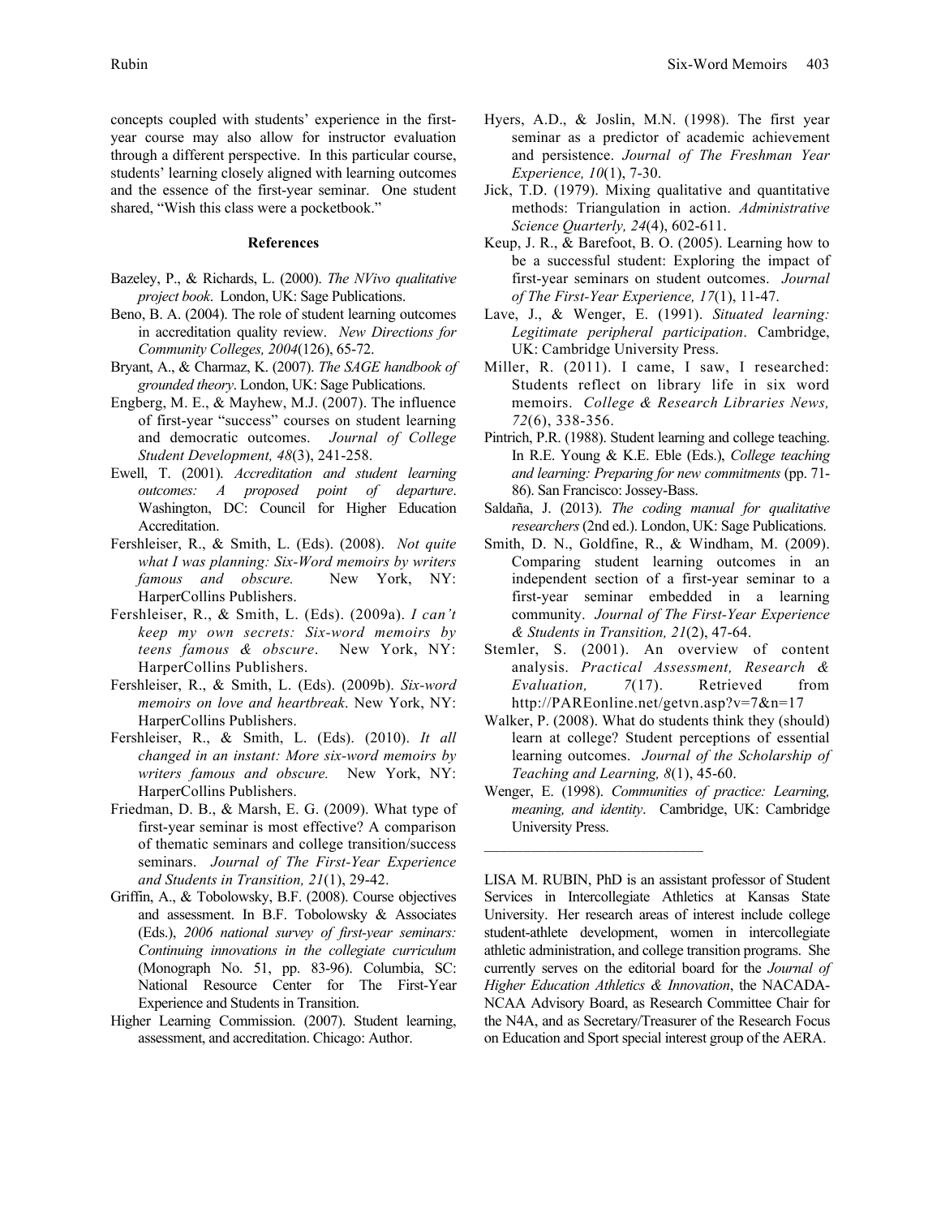concepts coupled with students' experience in the first-year course may also allow for instructor evaluation through a different perspective. In this particular course, students' learning closely aligned with learning outcomes and the essence of the first-year seminar. One student shared, "Wish this class were a pocketbook."

## References

Bazeley, P., & Richards, L. (2000). *The NVivo qualitative project book*. London, UK: Sage Publications.

Beno, B. A. (2004). The role of student learning outcomes in accreditation quality review. *New Directions for Community Colleges, 2004*(126), 65-72.

Bryant, A., & Charmaz, K. (2007). *The SAGE handbook of grounded theory*. London, UK: Sage Publications.

Engberg, M. E., & Mayhew, M.J. (2007). The influence of first-year "success" courses on student learning and democratic outcomes. *Journal of College Student Development, 48*(3), 241-258.

Ewell, T. (2001). *Accreditation and student learning outcomes: A proposed point of departure*. Washington, DC: Council for Higher Education Accreditation.

Fershleiser, R., & Smith, L. (Eds). (2008). *Not quite what I was planning: Six-Word memoirs by writers famous and obscure.* New York, NY: HarperCollins Publishers.

Fershleiser, R., & Smith, L. (Eds). (2009a). *I can't keep my own secrets: Six-word memoirs by teens famous & obscure*. New York, NY: HarperCollins Publishers.

Fershleiser, R., & Smith, L. (Eds). (2009b). *Six-word memoirs on love and heartbreak*. New York, NY: HarperCollins Publishers.

Fershleiser, R., & Smith, L. (Eds). (2010). *It all changed in an instant: More six-word memoirs by writers famous and obscure.* New York, NY: HarperCollins Publishers.

Friedman, D. B., & Marsh, E. G. (2009). What type of first-year seminar is most effective? A comparison of thematic seminars and college transition/success seminars. *Journal of The First-Year Experience and Students in Transition, 21*(1), 29-42.

Griffin, A., & Tobolowsky, B.F. (2008). Course objectives and assessment. In B.F. Tobolowsky & Associates (Eds.), *2006 national survey of first-year seminars: Continuing innovations in the collegiate curriculum* (Monograph No. 51, pp. 83-96). Columbia, SC: National Resource Center for The First-Year Experience and Students in Transition.

Higher Learning Commission. (2007). Student learning, assessment, and accreditation. Chicago: Author.

Hyers, A.D., & Joslin, M.N. (1998). The first year seminar as a predictor of academic achievement and persistence. *Journal of The Freshman Year Experience, 10*(1), 7-30.

Jick, T.D. (1979). Mixing qualitative and quantitative methods: Triangulation in action. *Administrative Science Quarterly, 24*(4), 602-611.

Keup, J. R., & Barefoot, B. O. (2005). Learning how to be a successful student: Exploring the impact of first-year seminars on student outcomes. *Journal of The First-Year Experience, 17*(1), 11-47.

Lave, J., & Wenger, E. (1991). *Situated learning: Legitimate peripheral participation*. Cambridge, UK: Cambridge University Press.

Miller, R. (2011). I came, I saw, I researched: Students reflect on library life in six word memoirs. *College & Research Libraries News, 72*(6), 338-356.

Pintrich, P.R. (1988). Student learning and college teaching. In R.E. Young & K.E. Eble (Eds.), *College teaching and learning: Preparing for new commitments* (pp. 71-86). San Francisco: Jossey-Bass.

Saldaña, J. (2013). *The coding manual for qualitative researchers* (2nd ed.). London, UK: Sage Publications.

Smith, D. N., Goldfine, R., & Windham, M. (2009). Comparing student learning outcomes in an independent section of a first-year seminar to a first-year seminar embedded in a learning community. *Journal of The First-Year Experience & Students in Transition, 21*(2), 47-64.

Stemler, S. (2001). An overview of content analysis. *Practical Assessment, Research & Evaluation, 7*(17). Retrieved from http://PAREonline.net/getvn.asp?v=7&n=17

Walker, P. (2008). What do students think they (should) learn at college? Student perceptions of essential learning outcomes. *Journal of the Scholarship of Teaching and Learning, 8*(1), 45-60.

Wenger, E. (1998). *Communities of practice: Learning, meaning, and identity*. Cambridge, UK: Cambridge University Press.

---

LISA M. RUBIN, PhD is an assistant professor of Student Services in Intercollegiate Athletics at Kansas State University. Her research areas of interest include college student-athlete development, women in intercollegiate athletic administration, and college transition programs. She currently serves on the editorial board for the *Journal of Higher Education Athletics & Innovation*, the NACADA-NCAA Advisory Board, as Research Committee Chair for the N4A, and as Secretary/Treasurer of the Research Focus on Education and Sport special interest group of the AERA.